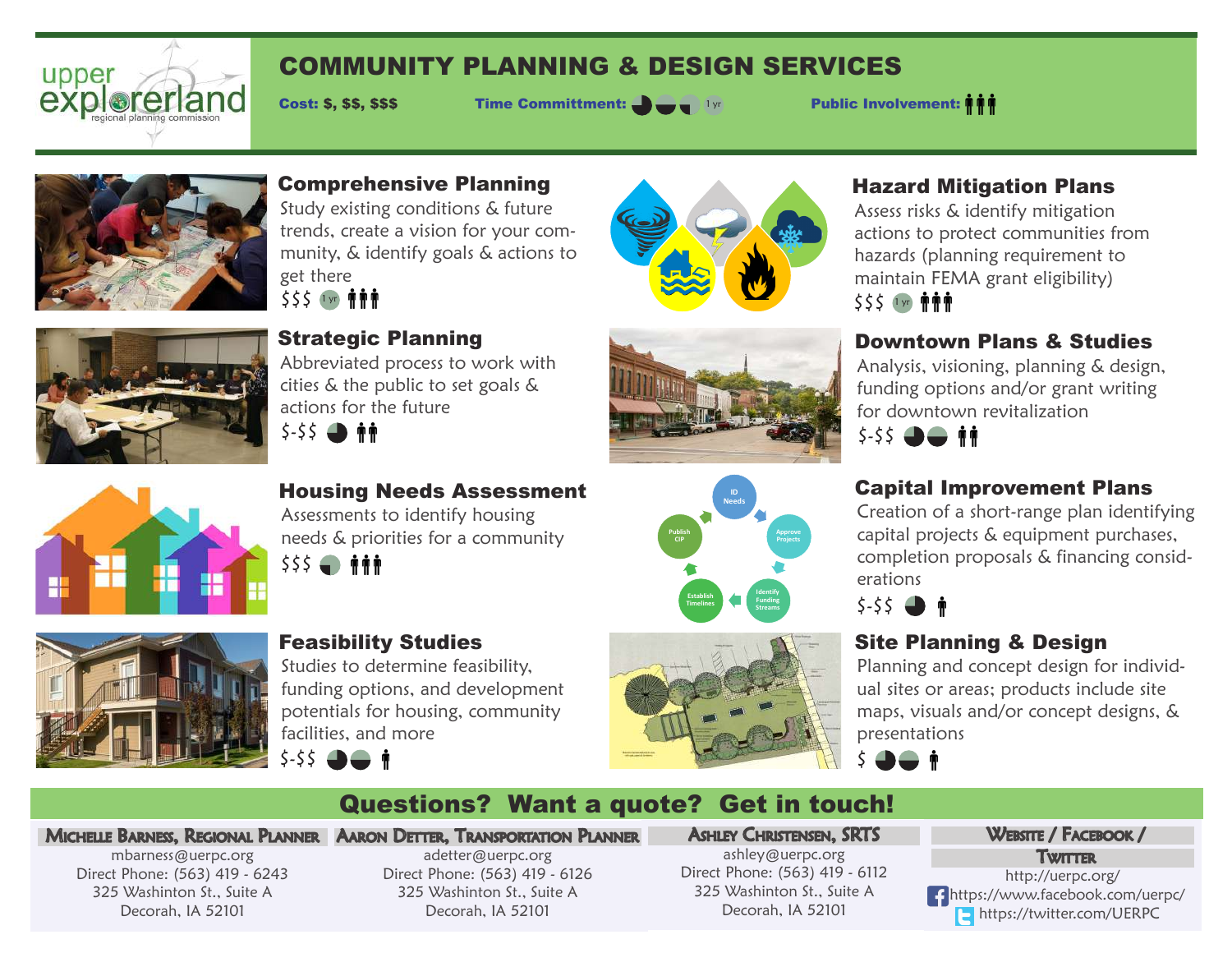upper explorerland regional planning commission

# COMMUNITY PLANNING & DESIGN SERVICES

**Cost: $, $$, $$$** **Time Committment:** 1 yr **Public Involvement:**

## Comprehensive Planning

Study existing conditions & future trends, create a vision for your community, & identify goals & actions to get there

$$$ 1 yr

## Hazard Mitigation Plans

Assess risks & identify mitigation actions to protect communities from hazards (planning requirement to maintain FEMA grant eligibility)

$$$ 1 yr

## Strategic Planning

Abbreviated process to work with cities & the public to set goals & actions for the future

$-$$

## Downtown Plans & Studies

Analysis, visioning, planning & design, funding options and/or grant writing for downtown revitalization

$-$$

## Housing Needs Assessment

Assessments to identify housing needs & priorities for a community

$$$

## Capital Improvement Plans

ID Needs → Approve Projects → Identify Funding Streams → Establish Timelines → Publish CIP

Creation of a short-range plan identifying capital projects & equipment purchases, completion proposals & financing considerations

$-$$

## Feasibility Studies

Studies to determine feasibility, funding options, and development potentials for housing, community facilities, and more

$-$$

## Site Planning & Design

Planning and concept design for individual sites or areas; products include site maps, visuals and/or concept designs, & presentations

$

## Questions? Want a quote? Get in touch!

**Michelle Barness, Regional Planner**
mbarness@uerpc.org
Direct Phone: (563) 419 - 6243
325 Washinton St., Suite A
Decorah, IA 52101

**Aaron Detter, Transportation Planner**
adetter@uerpc.org
Direct Phone: (563) 419 - 6126
325 Washinton St., Suite A
Decorah, IA 52101

**Ashley Christensen, SRTS**
ashley@uerpc.org
Direct Phone: (563) 419 - 6112
325 Washinton St., Suite A
Decorah, IA 52101

**Website / Facebook / Twitter**
http://uerpc.org/
https://www.facebook.com/uerpc/
https://twitter.com/UERPC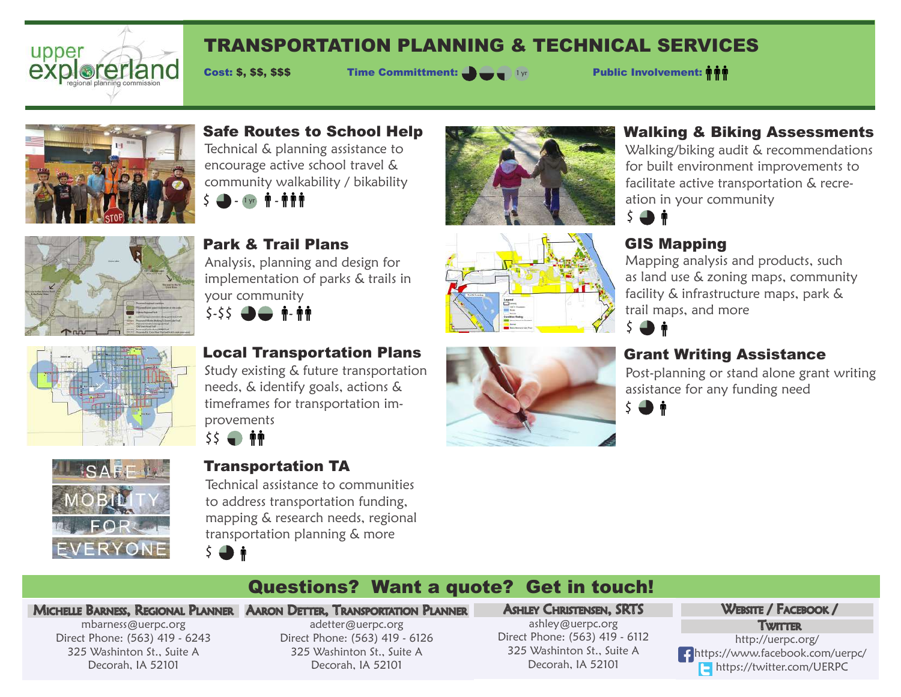# TRANSPORTATION PLANNING & TECHNICAL SERVICES

**Cost: $, $$, $$$** **Time Committment:** 1 yr **Public Involvement:**

## Safe Routes to School Help

Technical & planning assistance to encourage active school travel & community walkability / bikability

$ - 1 yr -

## Walking & Biking Assessments

Walking/biking audit & recommendations for built environment improvements to facilitate active transportation & recreation in your community

$

## Park & Trail Plans

Analysis, planning and design for implementation of parks & trails in your community

$-$$ -

## GIS Mapping

Mapping analysis and products, such as land use & zoning maps, community facility & infrastructure maps, park & trail maps, and more

$

## Local Transportation Plans

Study existing & future transportation needs, & identify goals, actions & timeframes for transportation improvements

$$

## Grant Writing Assistance

Post-planning or stand alone grant writing assistance for any funding need

$

## Transportation TA

SAFE MOBILITY FOR EVERYONE

Technical assistance to communities to address transportation funding, mapping & research needs, regional transportation planning & more

$

## Questions? Want a quote? Get in touch!

**Michelle Barness, Regional Planner**
mbarness@uerpc.org
Direct Phone: (563) 419 - 6243
325 Washinton St., Suite A
Decorah, IA 52101

**Aaron Detter, Transportation Planner**
adetter@uerpc.org
Direct Phone: (563) 419 - 6126
325 Washinton St., Suite A
Decorah, IA 52101

**Ashley Christensen, SRTS**
ashley@uerpc.org
Direct Phone: (563) 419 - 6112
325 Washinton St., Suite A
Decorah, IA 52101

**Website / Facebook / Twitter**
http://uerpc.org/
https://www.facebook.com/uerpc/
https://twitter.com/UERPC